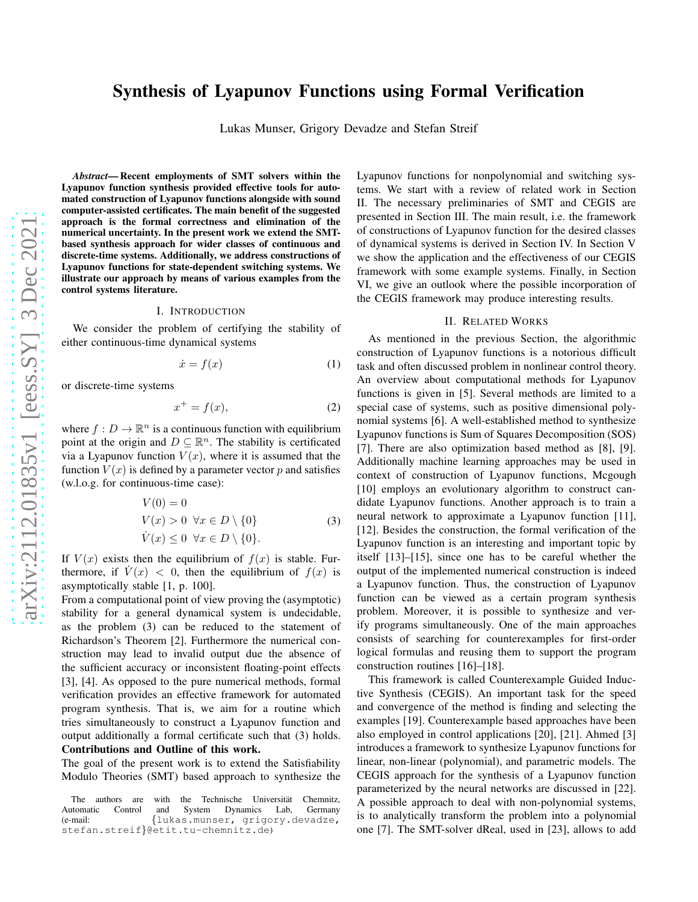# Synthesis of Lyapunov Functions using Formal Verification

Lukas Munser, Grigory Devadze and Stefan Streif

***Abstract*— Recent employments of SMT solvers within the Lyapunov function synthesis provided effective tools for automated construction of Lyapunov functions alongside with sound computer-assisted certificates. The main benefit of the suggested approach is the formal correctness and elimination of the numerical uncertainty. In the present work we extend the SMT-based synthesis approach for wider classes of continuous and discrete-time systems. Additionally, we address constructions of Lyapunov functions for state-dependent switching systems. We illustrate our approach by means of various examples from the control systems literature.**

## I. Introduction

We consider the problem of certifying the stability of either continuous-time dynamical systems

$$\dot{x} = f(x) \tag{1}$$

or discrete-time systems

$$x^+ = f(x), \tag{2}$$

where $f : D \to \mathbb{R}^n$ is a continuous function with equilibrium point at the origin and $D \subseteq \mathbb{R}^n$. The stability is certificated via a Lyapunov function $V(x)$, where it is assumed that the function $V(x)$ is defined by a parameter vector $p$ and satisfies (w.l.o.g. for continuous-time case):

$$\begin{aligned} &V(0) = 0 \\ &V(x) > 0 \ \ \forall x \in D \setminus \{0\} \\ &\dot{V}(x) \leq 0 \ \ \forall x \in D \setminus \{0\}. \end{aligned} \tag{3}$$

If $V(x)$ exists then the equilibrium of $f(x)$ is stable. Furthermore, if $\dot{V}(x) < 0$, then the equilibrium of $f(x)$ is asymptotically stable [1, p. 100].

From a computational point of view proving the (asymptotic) stability for a general dynamical system is undecidable, as the problem (3) can be reduced to the statement of Richardson's Theorem [2]. Furthermore the numerical construction may lead to invalid output due the absence of the sufficient accuracy or inconsistent floating-point effects [3], [4]. As opposed to the pure numerical methods, formal verification provides an effective framework for automated program synthesis. That is, we aim for a routine which tries simultaneously to construct a Lyapunov function and output additionally a formal certificate such that (3) holds.

**Contributions and Outline of this work.**

The goal of the present work is to extend the Satisfiability Modulo Theories (SMT) based approach to synthesize the Lyapunov functions for nonpolynomial and switching systems. We start with a review of related work in Section II. The necessary preliminaries of SMT and CEGIS are presented in Section III. The main result, i.e. the framework of constructions of Lyapunov function for the desired classes of dynamical systems is derived in Section IV. In Section V we show the application and the effectiveness of our CEGIS framework with some example systems. Finally, in Section VI, we give an outlook where the possible incorporation of the CEGIS framework may produce interesting results.

## II. Related Works

As mentioned in the previous Section, the algorithmic construction of Lyapunov functions is a notorious difficult task and often discussed problem in nonlinear control theory. An overview about computational methods for Lyapunov functions is given in [5]. Several methods are limited to a special case of systems, such as positive dimensional polynomial systems [6]. A well-established method to synthesize Lyapunov functions is Sum of Squares Decomposition (SOS) [7]. There are also optimization based method as [8], [9]. Additionally machine learning approaches may be used in context of construction of Lyapunov functions, Mcgough [10] employs an evolutionary algorithm to construct candidate Lyapunov functions. Another approach is to train a neural network to approximate a Lyapunov function [11], [12]. Besides the construction, the formal verification of the Lyapunov function is an interesting and important topic by itself [13]–[15], since one has to be careful whether the output of the implemented numerical construction is indeed a Lyapunov function. Thus, the construction of Lyapunov function can be viewed as a certain program synthesis problem. Moreover, it is possible to synthesize and verify programs simultaneously. One of the main approaches consists of searching for counterexamples for first-order logical formulas and reusing them to support the program construction routines [16]–[18].

This framework is called Counterexample Guided Inductive Synthesis (CEGIS). An important task for the speed and convergence of the method is finding and selecting the examples [19]. Counterexample based approaches have been also employed in control applications [20], [21]. Ahmed [3] introduces a framework to synthesize Lyapunov functions for linear, non-linear (polynomial), and parametric models. The CEGIS approach for the synthesis of a Lyapunov function parameterized by the neural networks are discussed in [22]. A possible approach to deal with non-polynomial systems, is to analytically transform the problem into a polynomial one [7]. The SMT-solver dReal, used in [23], allows to add

The authors are with the Technische Universität Chemnitz, Automatic Control and System Dynamics Lab, Germany (e-mail: {lukas.munser, grigory.devadze, stefan.streif}@etit.tu-chemnitz.de)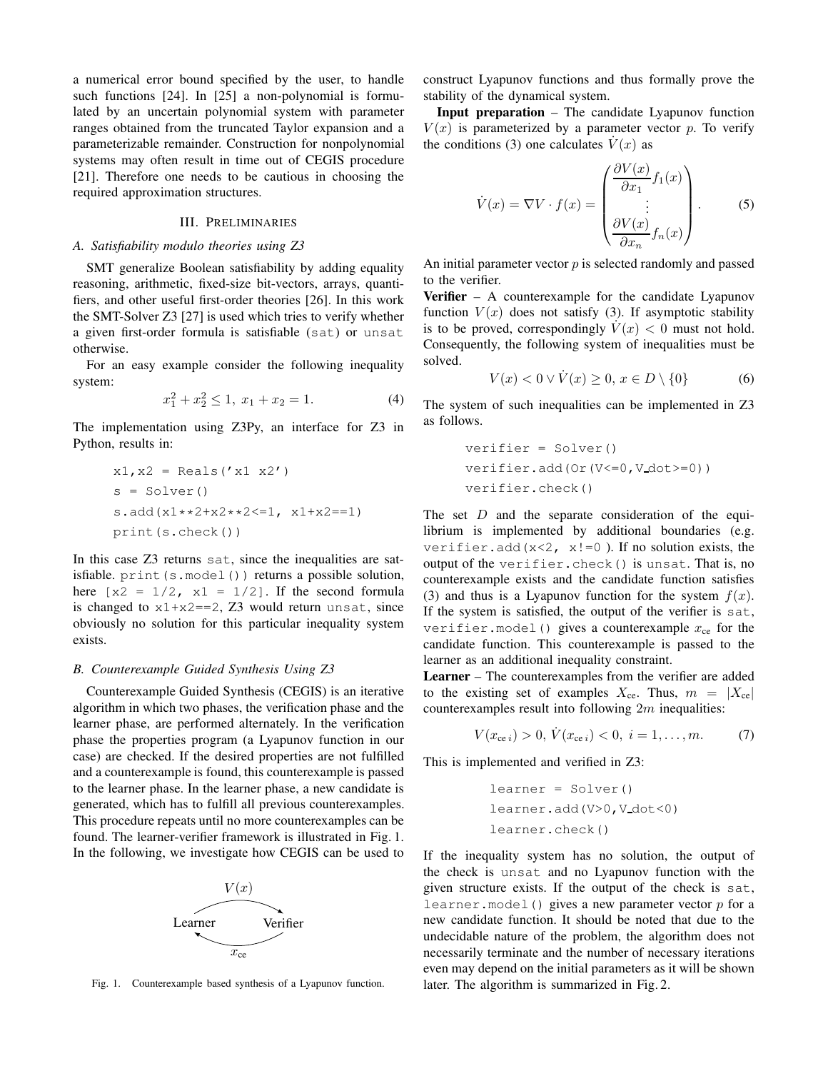a numerical error bound specified by the user, to handle such functions [24]. In [25] a non-polynomial is formulated by an uncertain polynomial system with parameter ranges obtained from the truncated Taylor expansion and a parameterizable remainder. Construction for nonpolynomial systems may often result in time out of CEGIS procedure [21]. Therefore one needs to be cautious in choosing the required approximation structures.

## III. Preliminaries

### A. Satisfiability modulo theories using Z3

SMT generalize Boolean satisfiability by adding equality reasoning, arithmetic, fixed-size bit-vectors, arrays, quantifiers, and other useful first-order theories [26]. In this work the SMT-Solver Z3 [27] is used which tries to verify whether a given first-order formula is satisfiable (`sat`) or `unsat` otherwise.

For an easy example consider the following inequality system:

$$x_1^2 + x_2^2 \leq 1,\ x_1 + x_2 = 1. \tag{4}$$

The implementation using Z3Py, an interface for Z3 in Python, results in:

```
x1,x2 = Reals('x1 x2')
s = Solver()
s.add(x1**2+x2**2<=1, x1+x2==1)
print(s.check())
```

In this case Z3 returns `sat`, since the inequalities are satisfiable. `print(s.model())` returns a possible solution, here `[x2 = 1/2, x1 = 1/2]`. If the second formula is changed to `x1+x2==2`, Z3 would return `unsat`, since obviously no solution for this particular inequality system exists.

### B. Counterexample Guided Synthesis Using Z3

Counterexample Guided Synthesis (CEGIS) is an iterative algorithm in which two phases, the verification phase and the learner phase, are performed alternately. In the verification phase the properties program (a Lyapunov function in our case) are checked. If the desired properties are not fulfilled and a counterexample is found, this counterexample is passed to the learner phase. In the learner phase, a new candidate is generated, which has to fulfill all previous counterexamples. This procedure repeats until no more counterexamples can be found. The learner-verifier framework is illustrated in Fig. 1. In the following, we investigate how CEGIS can be used to construct Lyapunov functions and thus formally prove the stability of the dynamical system.

Fig. 1. Counterexample based synthesis of a Lyapunov function.

**Input preparation** – The candidate Lyapunov function $V(x)$ is parameterized by a parameter vector $p$. To verify the conditions (3) one calculates $\dot{V}(x)$ as

$$\dot{V}(x) = \nabla V \cdot f(x) = \begin{pmatrix} \dfrac{\partial V(x)}{\partial x_1} f_1(x) \\ \vdots \\ \dfrac{\partial V(x)}{\partial x_n} f_n(x) \end{pmatrix}. \tag{5}$$

An initial parameter vector $p$ is selected randomly and passed to the verifier.

**Verifier** – A counterexample for the candidate Lyapunov function $V(x)$ does not satisfy (3). If asymptotic stability is to be proved, correspondingly $\dot{V}(x) < 0$ must not hold. Consequently, the following system of inequalities must be solved.

$$V(x) < 0 \vee \dot{V}(x) \geq 0,\ x \in D \setminus \{0\} \tag{6}$$

The system of such inequalities can be implemented in Z3 as follows.

```
verifier = Solver()
verifier.add(Or(V<=0,V_dot>=0))
verifier.check()
```

The set $D$ and the separate consideration of the equilibrium is implemented by additional boundaries (e.g. `verifier.add(x<2, x!=0 )`. If no solution exists, the output of the `verifier.check()` is `unsat`. That is, no counterexample exists and the candidate function satisfies (3) and thus is a Lyapunov function for the system $f(x)$. If the system is satisfied, the output of the verifier is `sat`, `verifier.model()` gives a counterexample $x_{\text{ce}}$ for the candidate function. This counterexample is passed to the learner as an additional inequality constraint.

**Learner** – The counterexamples from the verifier are added to the existing set of examples $X_{\text{ce}}$. Thus, $m = |X_{\text{ce}}|$ counterexamples result into following $2m$ inequalities:

$$V(x_{\text{ce}\,i}) > 0,\ \dot{V}(x_{\text{ce}\,i}) < 0,\ i = 1, \ldots, m. \tag{7}$$

This is implemented and verified in Z3:

```
learner = Solver()
learner.add(V>0,V_dot<0)
learner.check()
```

If the inequality system has no solution, the output of the check is `unsat` and no Lyapunov function with the given structure exists. If the output of the check is `sat`, `learner.model()` gives a new parameter vector $p$ for a new candidate function. It should be noted that due to the undecidable nature of the problem, the algorithm does not necessarily terminate and the number of necessary iterations even may depend on the initial parameters as it will be shown later. The algorithm is summarized in Fig. 2.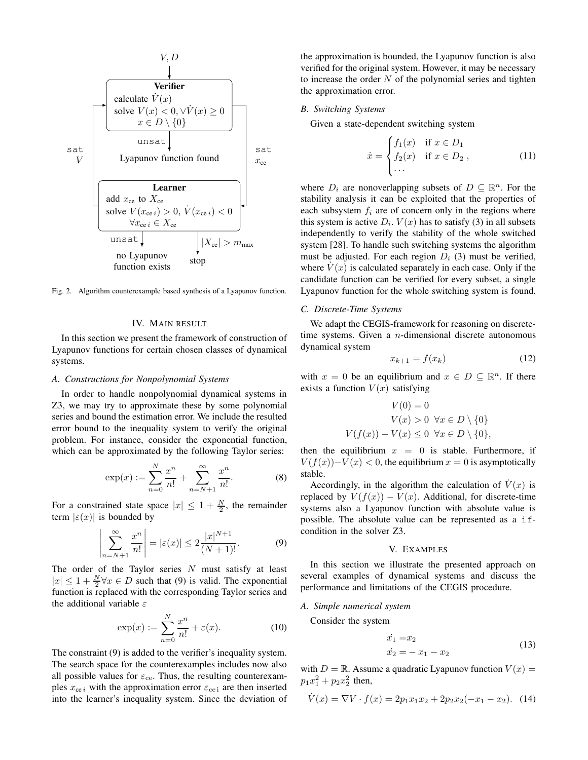Fig. 2. Algorithm counterexample based synthesis of a Lyapunov function.

## IV. Main result

In this section we present the framework of construction of Lyapunov functions for certain chosen classes of dynamical systems.

### A. Constructions for Nonpolynomial Systems

In order to handle nonpolynomial dynamical systems in Z3, we may try to approximate these by some polynomial series and bound the estimation error. We include the resulted error bound to the inequality system to verify the original problem. For instance, consider the exponential function, which can be approximated by the following Taylor series:

$$\exp(x) := \sum_{n=0}^{N} \frac{x^n}{n!} + \sum_{n=N+1}^{\infty} \frac{x^n}{n!}. \tag{8}$$

For a constrained state space $|x| \leq 1 + \frac{N}{2}$, the remainder term $|\varepsilon(x)|$ is bounded by

$$\left| \sum_{n=N+1}^{\infty} \frac{x^n}{n!} \right| = |\varepsilon(x)| \leq 2\frac{|x|^{N+1}}{(N+1)!}. \tag{9}$$

The order of the Taylor series $N$ must satisfy at least $|x| \leq 1 + \frac{N}{2} \forall x \in D$ such that (9) is valid. The exponential function is replaced with the corresponding Taylor series and the additional variable $\varepsilon$

$$\exp(x) := \sum_{n=0}^{N} \frac{x^n}{n!} + \varepsilon(x). \tag{10}$$

The constraint (9) is added to the verifier's inequality system. The search space for the counterexamples includes now also all possible values for $\varepsilon_{\text{ce}}$. Thus, the resulting counterexamples $x_{\text{ce}\,i}$ with the approximation error $\varepsilon_{\text{ce}\,i}$ are then inserted into the learner's inequality system. Since the deviation of the approximation is bounded, the Lyapunov function is also verified for the original system. However, it may be necessary to increase the order $N$ of the polynomial series and tighten the approximation error.

### B. Switching Systems

Given a state-dependent switching system

$$\dot{x} = \begin{cases} f_1(x) & \text{if } x \in D_1 \\ f_2(x) & \text{if } x \in D_2 \\ \dots \end{cases}, \tag{11}$$

where $D_i$ are nonoverlapping subsets of $D \subseteq \mathbb{R}^n$. For the stability analysis it can be exploited that the properties of each subsystem $f_i$ are of concern only in the regions where this system is active $D_i$. $V(x)$ has to satisfy (3) in all subsets independently to verify the stability of the whole switched system [28]. To handle such switching systems the algorithm must be adjusted. For each region $D_i$ (3) must be verified, where $\dot{V}(x)$ is calculated separately in each case. Only if the candidate function can be verified for every subset, a single Lyapunov function for the whole switching system is found.

### C. Discrete-Time Systems

We adapt the CEGIS-framework for reasoning on discrete-time systems. Given a $n$-dimensional discrete autonomous dynamical system

$$x_{k+1} = f(x_k) \tag{12}$$

with $x = 0$ be an equilibrium and $x \in D \subseteq \mathbb{R}^n$. If there exists a function $V(x)$ satisfying

$$\begin{aligned} V(0) &= 0 \\ V(x) &> 0 \;\; \forall x \in D \setminus \{0\} \\ V(f(x)) - V(x) &\leq 0 \;\; \forall x \in D \setminus \{0\}, \end{aligned}$$

then the equilibrium $x = 0$ is stable. Furthermore, if $V(f(x)) - V(x) < 0$, the equilibrium $x = 0$ is asymptotically stable.

Accordingly, in the algorithm the calculation of $\dot{V}(x)$ is replaced by $V(f(x)) - V(x)$. Additional, for discrete-time systems also a Lyapunov function with absolute value is possible. The absolute value can be represented as a `if`-condition in the solver Z3.

## V. Examples

In this section we illustrate the presented approach on several examples of dynamical systems and discuss the performance and limitations of the CEGIS procedure.

### A. Simple numerical system

Consider the system

$$\begin{aligned} \dot{x_1} &= x_2 \\ \dot{x_2} &= -x_1 - x_2 \end{aligned} \tag{13}$$

with $D = \mathbb{R}$. Assume a quadratic Lyapunov function $V(x) = p_1 x_1^2 + p_2 x_2^2$ then,

$$\dot{V}(x) = \nabla V \cdot f(x) = 2p_1 x_1 x_2 + 2p_2 x_2(-x_1 - x_2). \tag{14}$$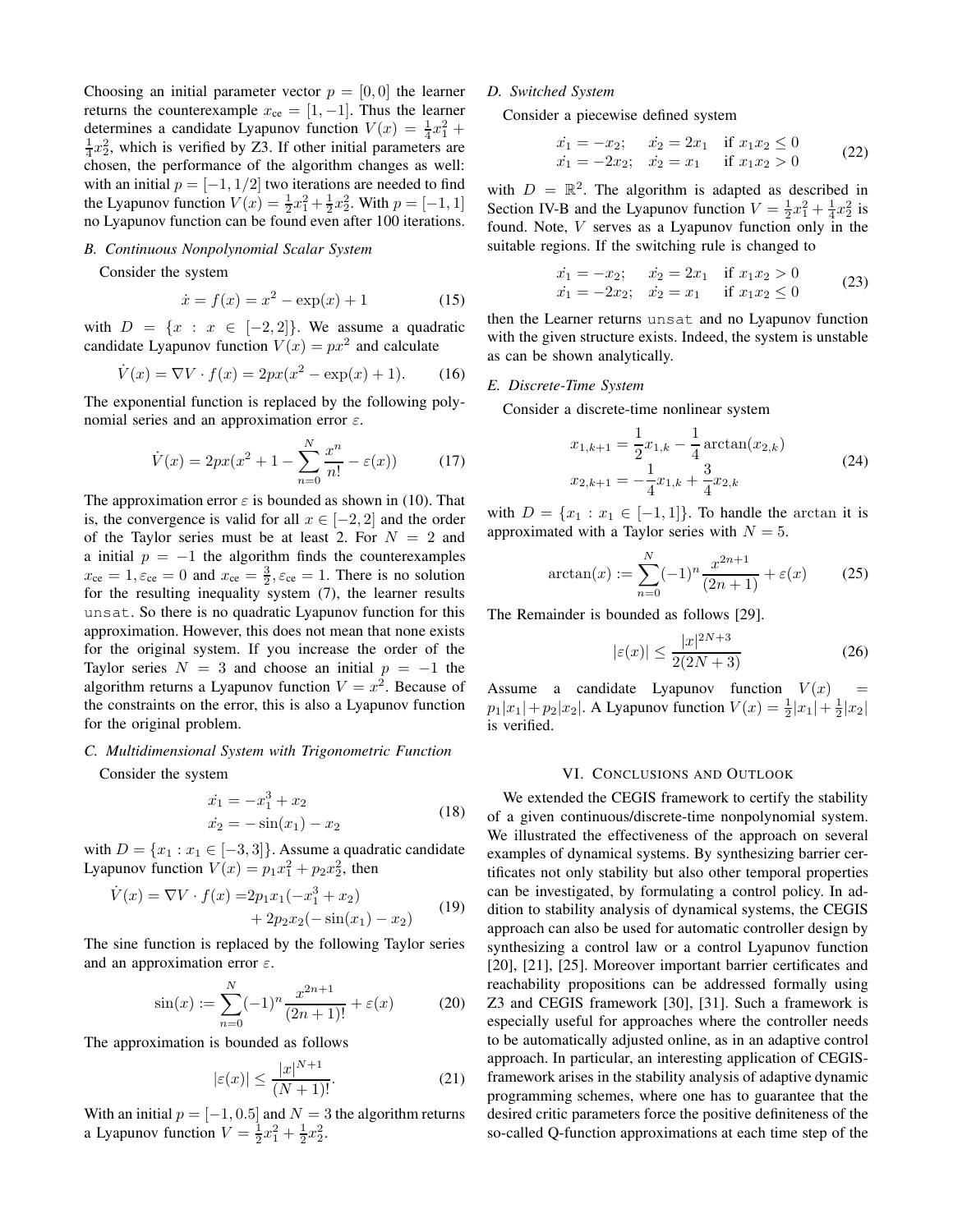Choosing an initial parameter vector $p = [0, 0]$ the learner returns the counterexample $x_{\text{ce}} = [1, -1]$. Thus the learner determines a candidate Lyapunov function $V(x) = \frac{1}{4}x_1^2 + \frac{1}{4}x_2^2$, which is verified by Z3. If other initial parameters are chosen, the performance of the algorithm changes as well: with an initial $p = [-1, 1/2]$ two iterations are needed to find the Lyapunov function $V(x) = \frac{1}{2}x_1^2 + \frac{1}{2}x_2^2$. With $p = [-1, 1]$ no Lyapunov function can be found even after 100 iterations.

### B. Continuous Nonpolynomial Scalar System

Consider the system

$$\dot{x} = f(x) = x^2 - \exp(x) + 1 \tag{15}$$

with $D = \{x : x \in [-2, 2]\}$. We assume a quadratic candidate Lyapunov function $V(x) = px^2$ and calculate

$$\dot{V}(x) = \nabla V \cdot f(x) = 2px(x^2 - \exp(x) + 1). \tag{16}$$

The exponential function is replaced by the following polynomial series and an approximation error $\varepsilon$.

$$\dot{V}(x) = 2px(x^2 + 1 - \sum_{n=0}^{N} \frac{x^n}{n!} - \varepsilon(x)) \tag{17}$$

The approximation error $\varepsilon$ is bounded as shown in (10). That is, the convergence is valid for all $x \in [-2, 2]$ and the order of the Taylor series must be at least 2. For $N = 2$ and a initial $p = -1$ the algorithm finds the counterexamples $x_{\text{ce}} = 1, \varepsilon_{\text{ce}} = 0$ and $x_{\text{ce}} = \frac{3}{2}, \varepsilon_{\text{ce}} = 1$. There is no solution for the resulting inequality system (7), the learner results `unsat`. So there is no quadratic Lyapunov function for this approximation. However, this does not mean that none exists for the original system. If you increase the order of the Taylor series $N = 3$ and choose an initial $p = -1$ the algorithm returns a Lyapunov function $V = x^2$. Because of the constraints on the error, this is also a Lyapunov function for the original problem.

### C. Multidimensional System with Trigonometric Function

Consider the system

$$\begin{aligned} \dot{x_1} &= -x_1^3 + x_2 \\ \dot{x_2} &= -\sin(x_1) - x_2 \end{aligned} \tag{18}$$

with $D = \{x_1 : x_1 \in [-3, 3]\}$. Assume a quadratic candidate Lyapunov function $V(x) = p_1 x_1^2 + p_2 x_2^2$, then

$$\begin{aligned} \dot{V}(x) = \nabla V \cdot f(x) = &2p_1 x_1(-x_1^3 + x_2) \\ &+ 2p_2 x_2(-\sin(x_1) - x_2) \end{aligned} \tag{19}$$

The sine function is replaced by the following Taylor series and an approximation error $\varepsilon$.

$$\sin(x) := \sum_{n=0}^{N} (-1)^n \frac{x^{2n+1}}{(2n+1)!} + \varepsilon(x) \tag{20}$$

The approximation is bounded as follows

$$|\varepsilon(x)| \leq \frac{|x|^{N+1}}{(N+1)!}. \tag{21}$$

With an initial $p = [-1, 0.5]$ and $N = 3$ the algorithm returns a Lyapunov function $V = \frac{1}{2}x_1^2 + \frac{1}{2}x_2^2$.

### D. Switched System

Consider a piecewise defined system

$$\begin{aligned} \dot{x_1} &= -x_2; \quad \dot{x_2} = 2x_1 \quad \text{if } x_1 x_2 \leq 0 \\ \dot{x_1} &= -2x_2; \quad \dot{x_2} = x_1 \quad \text{if } x_1 x_2 > 0 \end{aligned} \tag{22}$$

with $D = \mathbb{R}^2$. The algorithm is adapted as described in Section IV-B and the Lyapunov function $V = \frac{1}{2}x_1^2 + \frac{1}{4}x_2^2$ is found. Note, $V$ serves as a Lyapunov function only in the suitable regions. If the switching rule is changed to

$$\begin{aligned} \dot{x_1} &= -x_2; \quad \dot{x_2} = 2x_1 \quad \text{if } x_1 x_2 > 0 \\ \dot{x_1} &= -2x_2; \quad \dot{x_2} = x_1 \quad \text{if } x_1 x_2 \leq 0 \end{aligned} \tag{23}$$

then the Learner returns `unsat` and no Lyapunov function with the given structure exists. Indeed, the system is unstable as can be shown analytically.

### E. Discrete-Time System

Consider a discrete-time nonlinear system

$$\begin{aligned} x_{1,k+1} &= \frac{1}{2}x_{1,k} - \frac{1}{4}\arctan(x_{2,k}) \\ x_{2,k+1} &= -\frac{1}{4}x_{1,k} + \frac{3}{4}x_{2,k} \end{aligned} \tag{24}$$

with $D = \{x_1 : x_1 \in [-1, 1]\}$. To handle the arctan it is approximated with a Taylor series with $N = 5$.

$$\arctan(x) := \sum_{n=0}^{N} (-1)^n \frac{x^{2n+1}}{(2n+1)} + \varepsilon(x) \tag{25}$$

The Remainder is bounded as follows [29].

$$|\varepsilon(x)| \leq \frac{|x|^{2N+3}}{2(2N+3)} \tag{26}$$

Assume a candidate Lyapunov function $V(x) = p_1|x_1| + p_2|x_2|$. A Lyapunov function $V(x) = \frac{1}{2}|x_1| + \frac{1}{2}|x_2|$ is verified.

## VI. Conclusions and Outlook

We extended the CEGIS framework to certify the stability of a given continuous/discrete-time nonpolynomial system. We illustrated the effectiveness of the approach on several examples of dynamical systems. By synthesizing barrier certificates not only stability but also other temporal properties can be investigated, by formulating a control policy. In addition to stability analysis of dynamical systems, the CEGIS approach can also be used for automatic controller design by synthesizing a control law or a control Lyapunov function [20], [21], [25]. Moreover important barrier certificates and reachability propositions can be addressed formally using Z3 and CEGIS framework [30], [31]. Such a framework is especially useful for approaches where the controller needs to be automatically adjusted online, as in an adaptive control approach. In particular, an interesting application of CEGIS-framework arises in the stability analysis of adaptive dynamic programming schemes, where one has to guarantee that the desired critic parameters force the positive definiteness of the so-called Q-function approximations at each time step of the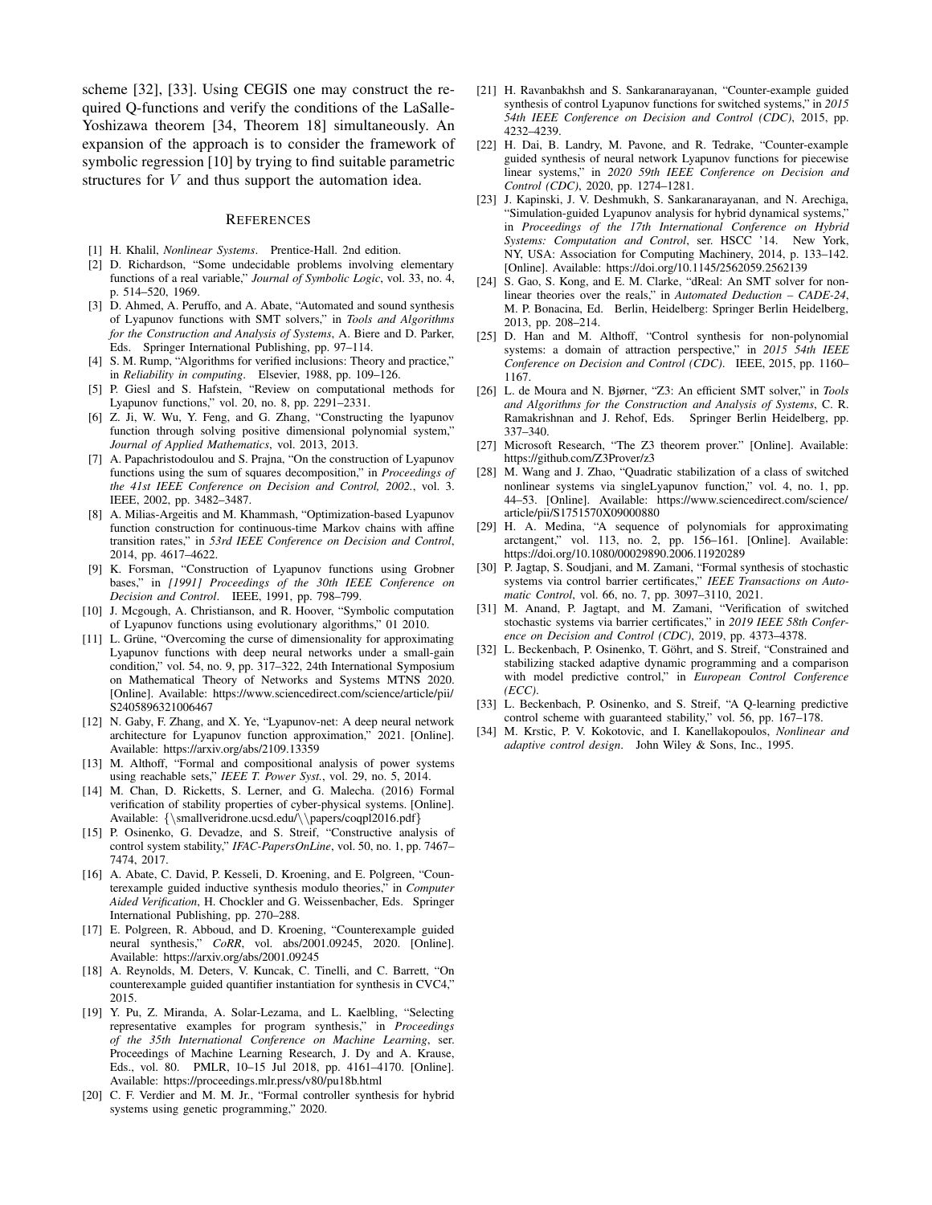scheme [32], [33]. Using CEGIS one may construct the required Q-functions and verify the conditions of the LaSalle-Yoshizawa theorem [34, Theorem 18] simultaneously. An expansion of the approach is to consider the framework of symbolic regression [10] by trying to find suitable parametric structures for $V$ and thus support the automation idea.

## REFERENCES

[1] H. Khalil, *Nonlinear Systems*. Prentice-Hall. 2nd edition.

[2] D. Richardson, "Some undecidable problems involving elementary functions of a real variable," *Journal of Symbolic Logic*, vol. 33, no. 4, p. 514–520, 1969.

[3] D. Ahmed, A. Peruffo, and A. Abate, "Automated and sound synthesis of Lyapunov functions with SMT solvers," in *Tools and Algorithms for the Construction and Analysis of Systems*, A. Biere and D. Parker, Eds. Springer International Publishing, pp. 97–114.

[4] S. M. Rump, "Algorithms for verified inclusions: Theory and practice," in *Reliability in computing*. Elsevier, 1988, pp. 109–126.

[5] P. Giesl and S. Hafstein, "Review on computational methods for Lyapunov functions," vol. 20, no. 8, pp. 2291–2331.

[6] Z. Ji, W. Wu, Y. Feng, and G. Zhang, "Constructing the lyapunov function through solving positive dimensional polynomial system," *Journal of Applied Mathematics*, vol. 2013, 2013.

[7] A. Papachristodoulou and S. Prajna, "On the construction of Lyapunov functions using the sum of squares decomposition," in *Proceedings of the 41st IEEE Conference on Decision and Control, 2002.*, vol. 3. IEEE, 2002, pp. 3482–3487.

[8] A. Milias-Argeitis and M. Khammash, "Optimization-based Lyapunov function construction for continuous-time Markov chains with affine transition rates," in *53rd IEEE Conference on Decision and Control*, 2014, pp. 4617–4622.

[9] K. Forsman, "Construction of Lyapunov functions using Grobner bases," in *[1991] Proceedings of the 30th IEEE Conference on Decision and Control*. IEEE, 1991, pp. 798–799.

[10] J. Mcgough, A. Christianson, and R. Hoover, "Symbolic computation of Lyapunov functions using evolutionary algorithms," 01 2010.

[11] L. Grüne, "Overcoming the curse of dimensionality for approximating Lyapunov functions with deep neural networks under a small-gain condition," vol. 54, no. 9, pp. 317–322, 24th International Symposium on Mathematical Theory of Networks and Systems MTNS 2020. [Online]. Available: https://www.sciencedirect.com/science/article/pii/S2405896321006467

[12] N. Gaby, F. Zhang, and X. Ye, "Lyapunov-net: A deep neural network architecture for Lyapunov function approximation," 2021. [Online]. Available: https://arxiv.org/abs/2109.13359

[13] M. Althoff, "Formal and compositional analysis of power systems using reachable sets," *IEEE T. Power Syst.*, vol. 29, no. 5, 2014.

[14] M. Chan, D. Ricketts, S. Lerner, and G. Malecha. (2016) Formal verification of stability properties of cyber-physical systems. [Online]. Available: {\smallveridrone.ucsd.edu/\\papers/coqpl2016.pdf}

[15] P. Osinenko, G. Devadze, and S. Streif, "Constructive analysis of control system stability," *IFAC-PapersOnLine*, vol. 50, no. 1, pp. 7467–7474, 2017.

[16] A. Abate, C. David, P. Kesseli, D. Kroening, and E. Polgreen, "Counterexample guided inductive synthesis modulo theories," in *Computer Aided Verification*, H. Chockler and G. Weissenbacher, Eds. Springer International Publishing, pp. 270–288.

[17] E. Polgreen, R. Abboud, and D. Kroening, "Counterexample guided neural synthesis," *CoRR*, vol. abs/2001.09245, 2020. [Online]. Available: https://arxiv.org/abs/2001.09245

[18] A. Reynolds, M. Deters, V. Kuncak, C. Tinelli, and C. Barrett, "On counterexample guided quantifier instantiation for synthesis in CVC4," 2015.

[19] Y. Pu, Z. Miranda, A. Solar-Lezama, and L. Kaelbling, "Selecting representative examples for program synthesis," in *Proceedings of the 35th International Conference on Machine Learning*, ser. Proceedings of Machine Learning Research, J. Dy and A. Krause, Eds., vol. 80. PMLR, 10–15 Jul 2018, pp. 4161–4170. [Online]. Available: https://proceedings.mlr.press/v80/pu18b.html

[20] C. F. Verdier and M. M. Jr., "Formal controller synthesis for hybrid systems using genetic programming," 2020.

[21] H. Ravanbakhsh and S. Sankaranarayanan, "Counter-example guided synthesis of control Lyapunov functions for switched systems," in *2015 54th IEEE Conference on Decision and Control (CDC)*, 2015, pp. 4232–4239.

[22] H. Dai, B. Landry, M. Pavone, and R. Tedrake, "Counter-example guided synthesis of neural network Lyapunov functions for piecewise linear systems," in *2020 59th IEEE Conference on Decision and Control (CDC)*, 2020, pp. 1274–1281.

[23] J. Kapinski, J. V. Deshmukh, S. Sankaranarayanan, and N. Arechiga, "Simulation-guided Lyapunov analysis for hybrid dynamical systems," in *Proceedings of the 17th International Conference on Hybrid Systems: Computation and Control*, ser. HSCC '14. New York, NY, USA: Association for Computing Machinery, 2014, p. 133–142. [Online]. Available: https://doi.org/10.1145/2562059.2562139

[24] S. Gao, S. Kong, and E. M. Clarke, "dReal: An SMT solver for nonlinear theories over the reals," in *Automated Deduction – CADE-24*, M. P. Bonacina, Ed. Berlin, Heidelberg: Springer Berlin Heidelberg, 2013, pp. 208–214.

[25] D. Han and M. Althoff, "Control synthesis for non-polynomial systems: a domain of attraction perspective," in *2015 54th IEEE Conference on Decision and Control (CDC)*. IEEE, 2015, pp. 1160–1167.

[26] L. de Moura and N. Bjørner, "Z3: An efficient SMT solver," in *Tools and Algorithms for the Construction and Analysis of Systems*, C. R. Ramakrishnan and J. Rehof, Eds. Springer Berlin Heidelberg, pp. 337–340.

[27] Microsoft Research, "The Z3 theorem prover." [Online]. Available: https://github.com/Z3Prover/z3

[28] M. Wang and J. Zhao, "Quadratic stabilization of a class of switched nonlinear systems via singleLyapunov function," vol. 4, no. 1, pp. 44–53. [Online]. Available: https://www.sciencedirect.com/science/article/pii/S1751570X09000880

[29] H. A. Medina, "A sequence of polynomials for approximating arctangent," vol. 113, no. 2, pp. 156–161. [Online]. Available: https://doi.org/10.1080/00029890.2006.11920289

[30] P. Jagtap, S. Soudjani, and M. Zamani, "Formal synthesis of stochastic systems via control barrier certificates," *IEEE Transactions on Automatic Control*, vol. 66, no. 7, pp. 3097–3110, 2021.

[31] M. Anand, P. Jagtapt, and M. Zamani, "Verification of switched stochastic systems via barrier certificates," in *2019 IEEE 58th Conference on Decision and Control (CDC)*, 2019, pp. 4373–4378.

[32] L. Beckenbach, P. Osinenko, T. Göhrt, and S. Streif, "Constrained and stabilizing stacked adaptive dynamic programming and a comparison with model predictive control," in *European Control Conference (ECC)*.

[33] L. Beckenbach, P. Osinenko, and S. Streif, "A Q-learning predictive control scheme with guaranteed stability," vol. 56, pp. 167–178.

[34] M. Krstic, P. V. Kokotovic, and I. Kanellakopoulos, *Nonlinear and adaptive control design*. John Wiley & Sons, Inc., 1995.